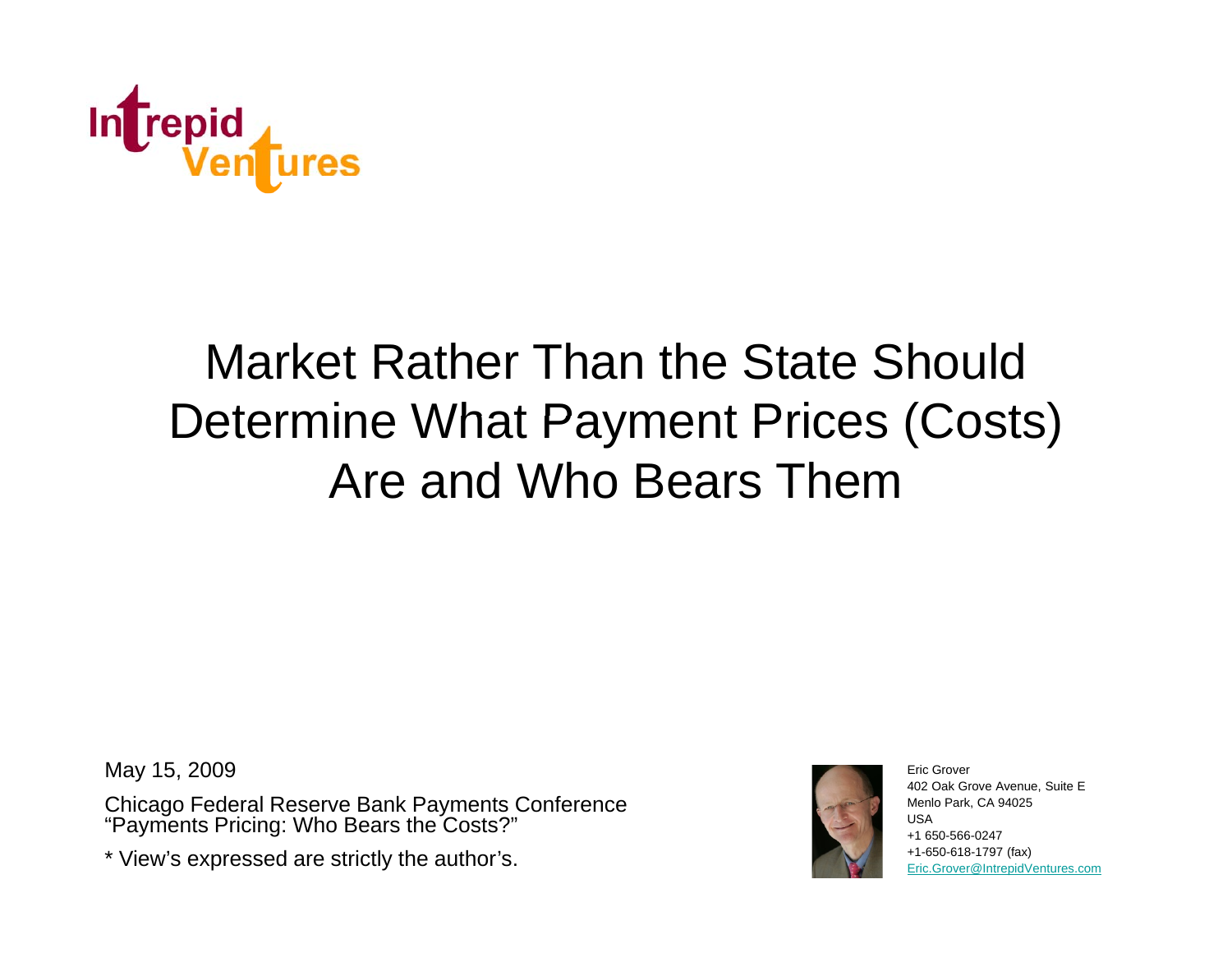Intrepid Ventures

# Market Rather Than the State Should Determine What Payment Prices (Costs) Are and Who Bears Them

May 15, 2009

Chicago Federal Reserve Bank Payments Conference
"Payments Pricing: Who Bears the Costs?"

* View's expressed are strictly the author's.

Eric Grover
402 Oak Grove Avenue, Suite E
Menlo Park, CA 94025
USA
+1 650-566-0247
+1-650-618-1797 (fax)
Eric.Grover@IntrepidVentures.com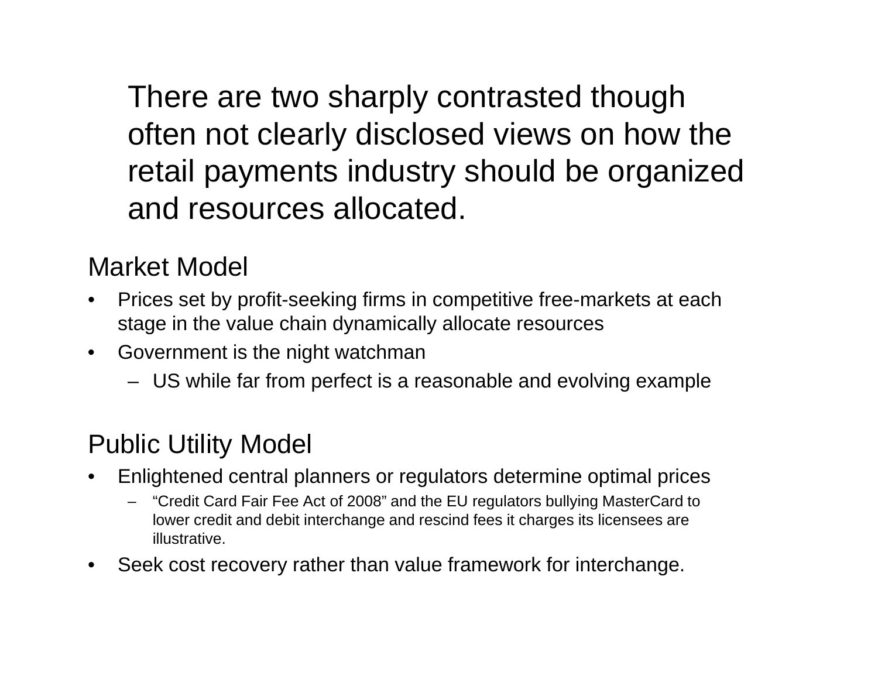There are two sharply contrasted though often not clearly disclosed views on how the retail payments industry should be organized and resources allocated.

## Market Model

- Prices set by profit-seeking firms in competitive free-markets at each stage in the value chain dynamically allocate resources
- Government is the night watchman
  - US while far from perfect is a reasonable and evolving example

## Public Utility Model

- Enlightened central planners or regulators determine optimal prices
  - "Credit Card Fair Fee Act of 2008" and the EU regulators bullying MasterCard to lower credit and debit interchange and rescind fees it charges its licensees are illustrative.
- Seek cost recovery rather than value framework for interchange.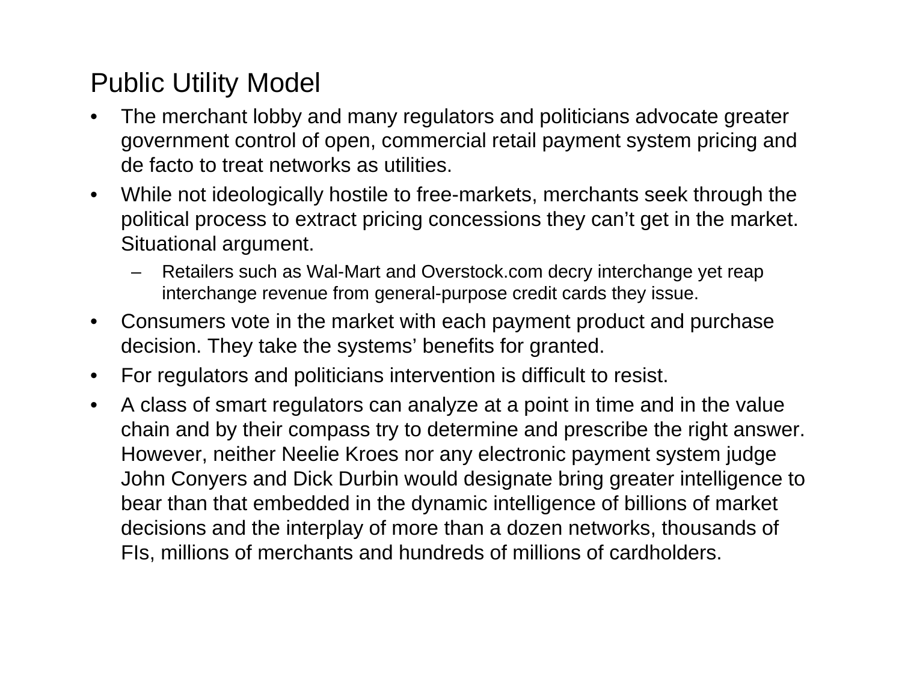# Public Utility Model

- The merchant lobby and many regulators and politicians advocate greater government control of open, commercial retail payment system pricing and de facto to treat networks as utilities.
- While not ideologically hostile to free-markets, merchants seek through the political process to extract pricing concessions they can't get in the market. Situational argument.
  - Retailers such as Wal-Mart and Overstock.com decry interchange yet reap interchange revenue from general-purpose credit cards they issue.
- Consumers vote in the market with each payment product and purchase decision. They take the systems' benefits for granted.
- For regulators and politicians intervention is difficult to resist.
- A class of smart regulators can analyze at a point in time and in the value chain and by their compass try to determine and prescribe the right answer. However, neither Neelie Kroes nor any electronic payment system judge John Conyers and Dick Durbin would designate bring greater intelligence to bear than that embedded in the dynamic intelligence of billions of market decisions and the interplay of more than a dozen networks, thousands of FIs, millions of merchants and hundreds of millions of cardholders.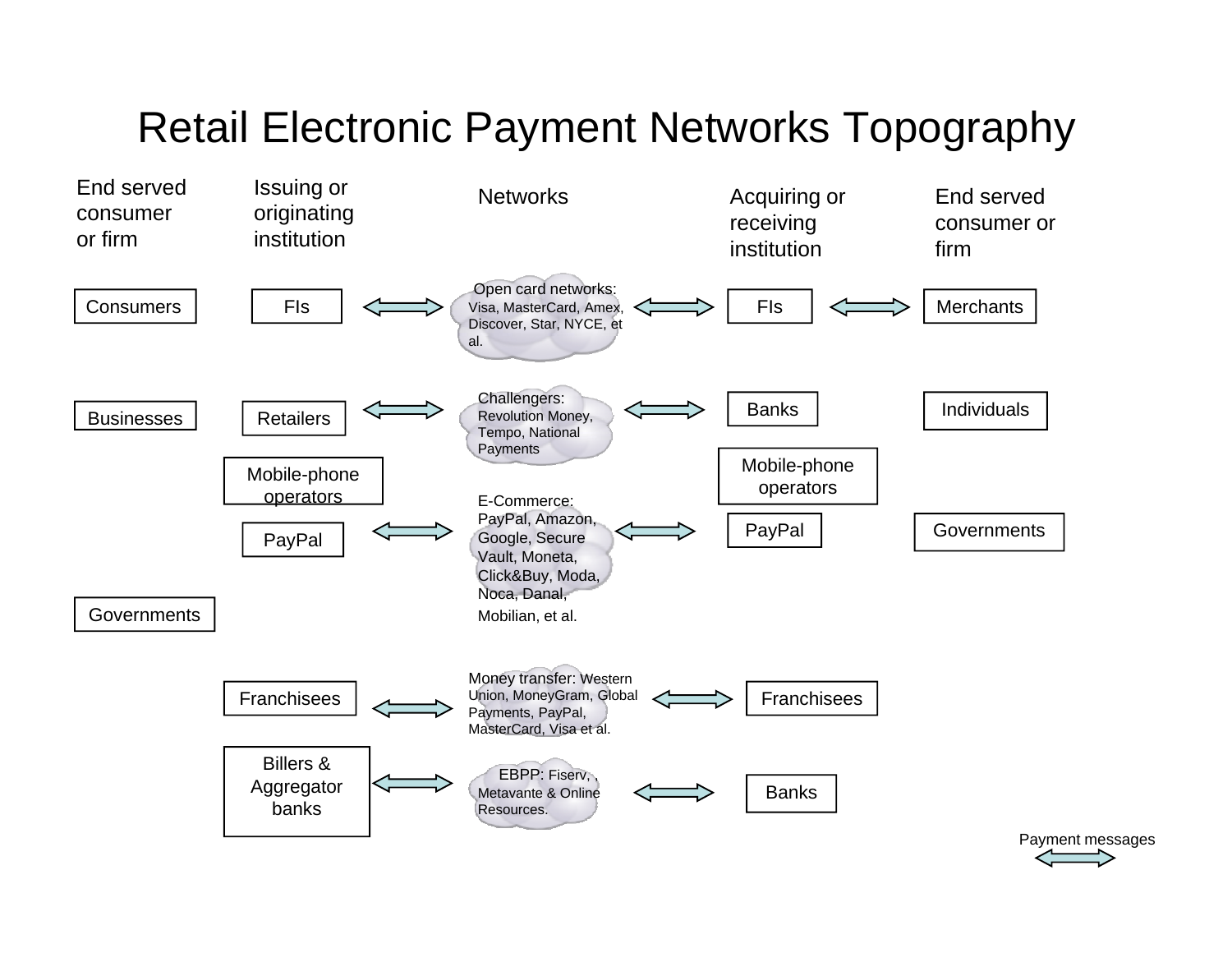# Retail Electronic Payment Networks Topography

| End served consumer or firm | Issuing or originating institution | | Networks | | Acquiring or receiving institution | | End served consumer or firm |
|---|---|---|---|---|---|---|---|
| Consumers | FIs | ⟺ | Open card networks: Visa, MasterCard, Amex, Discover, Star, NYCE, et al. | ⟺ | FIs | ⟺ | Merchants |
| Businesses | Retailers | ⟺ | Challengers: Revolution Money, Tempo, National Payments | ⟺ | Banks | | Individuals |
| | Mobile-phone operators | | | | Mobile-phone operators | | |
| | PayPal | ⟺ | E-Commerce: PayPal, Amazon, Google, Secure Vault, Moneta, Click&Buy, Moda, Noca, Danal, Mobilian, et al. | ⟺ | PayPal | | Governments |
| Governments | | | | | | | |
| | Franchisees | ⟺ | Money transfer: Western Union, MoneyGram, Global Payments, PayPal, MasterCard, Visa et al. | ⟺ | Franchisees | | |
| | Billers & Aggregator banks | ⟺ | EBPP: Fiserv, , Metavante & Online Resources. | ⟺ | Banks | | |

⟺ Payment messages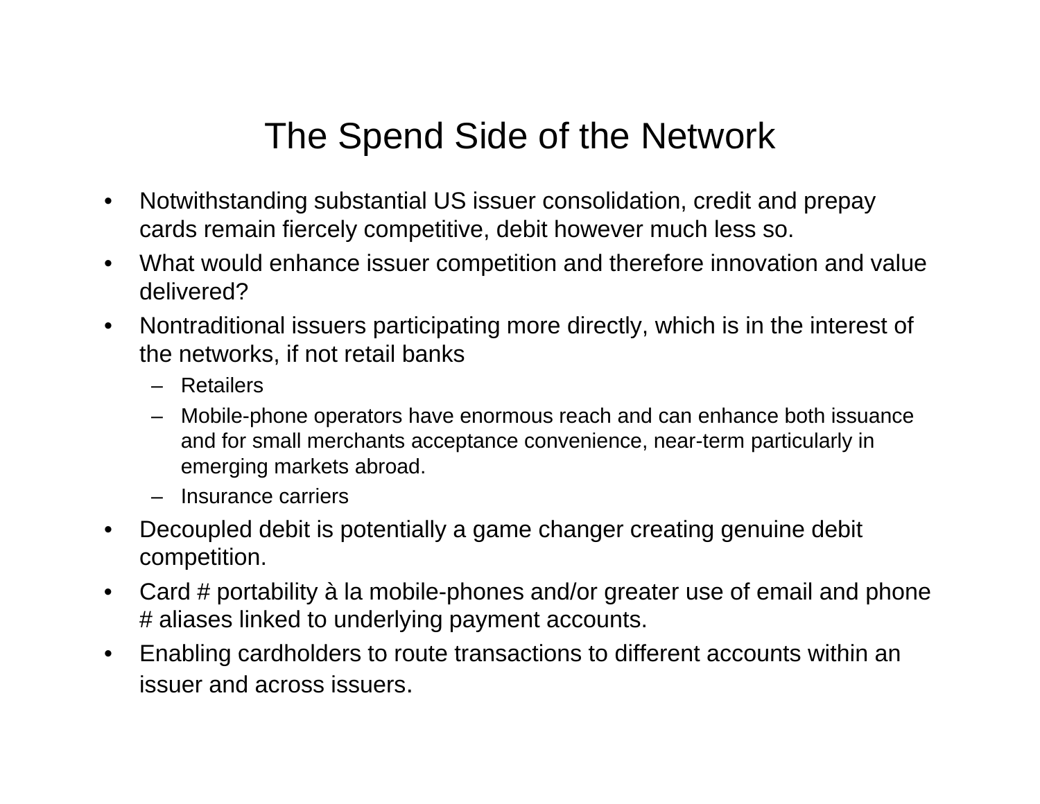# The Spend Side of the Network

- Notwithstanding substantial US issuer consolidation, credit and prepay cards remain fiercely competitive, debit however much less so.
- What would enhance issuer competition and therefore innovation and value delivered?
- Nontraditional issuers participating more directly, which is in the interest of the networks, if not retail banks
  - Retailers
  - Mobile-phone operators have enormous reach and can enhance both issuance and for small merchants acceptance convenience, near-term particularly in emerging markets abroad.
  - Insurance carriers
- Decoupled debit is potentially a game changer creating genuine debit competition.
- Card # portability à la mobile-phones and/or greater use of email and phone # aliases linked to underlying payment accounts.
- Enabling cardholders to route transactions to different accounts within an issuer and across issuers.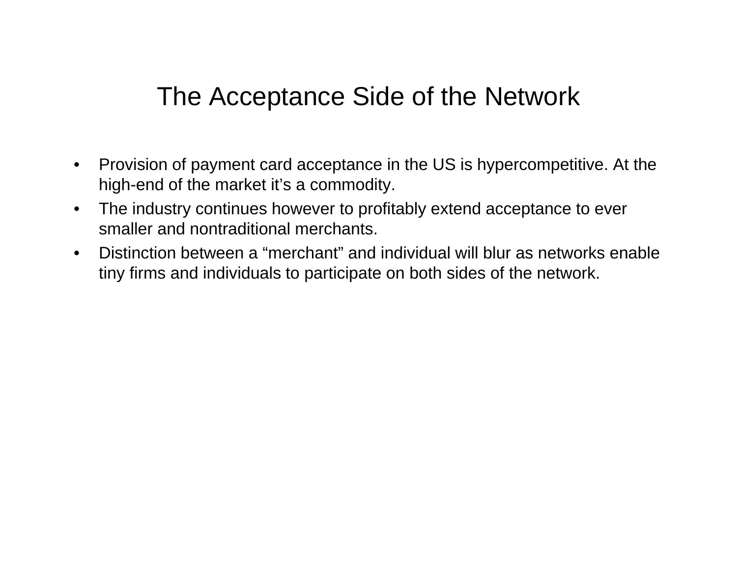# The Acceptance Side of the Network

- Provision of payment card acceptance in the US is hypercompetitive. At the high-end of the market it’s a commodity.
- The industry continues however to profitably extend acceptance to ever smaller and nontraditional merchants.
- Distinction between a “merchant” and individual will blur as networks enable tiny firms and individuals to participate on both sides of the network.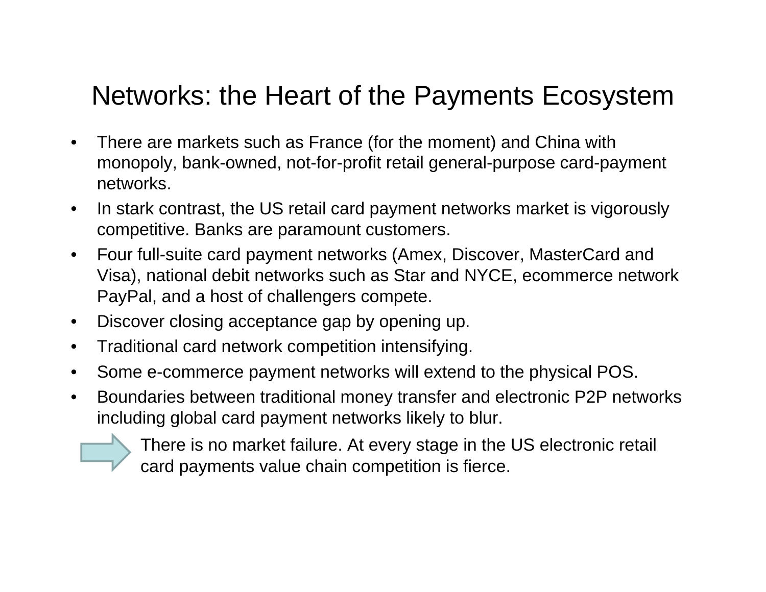# Networks: the Heart of the Payments Ecosystem

- There are markets such as France (for the moment) and China with monopoly, bank-owned, not-for-profit retail general-purpose card-payment networks.
- In stark contrast, the US retail card payment networks market is vigorously competitive. Banks are paramount customers.
- Four full-suite card payment networks (Amex, Discover, MasterCard and Visa), national debit networks such as Star and NYCE, ecommerce network PayPal, and a host of challengers compete.
- Discover closing acceptance gap by opening up.
- Traditional card network competition intensifying.
- Some e-commerce payment networks will extend to the physical POS.
- Boundaries between traditional money transfer and electronic P2P networks including global card payment networks likely to blur.

⇒ There is no market failure. At every stage in the US electronic retail card payments value chain competition is fierce.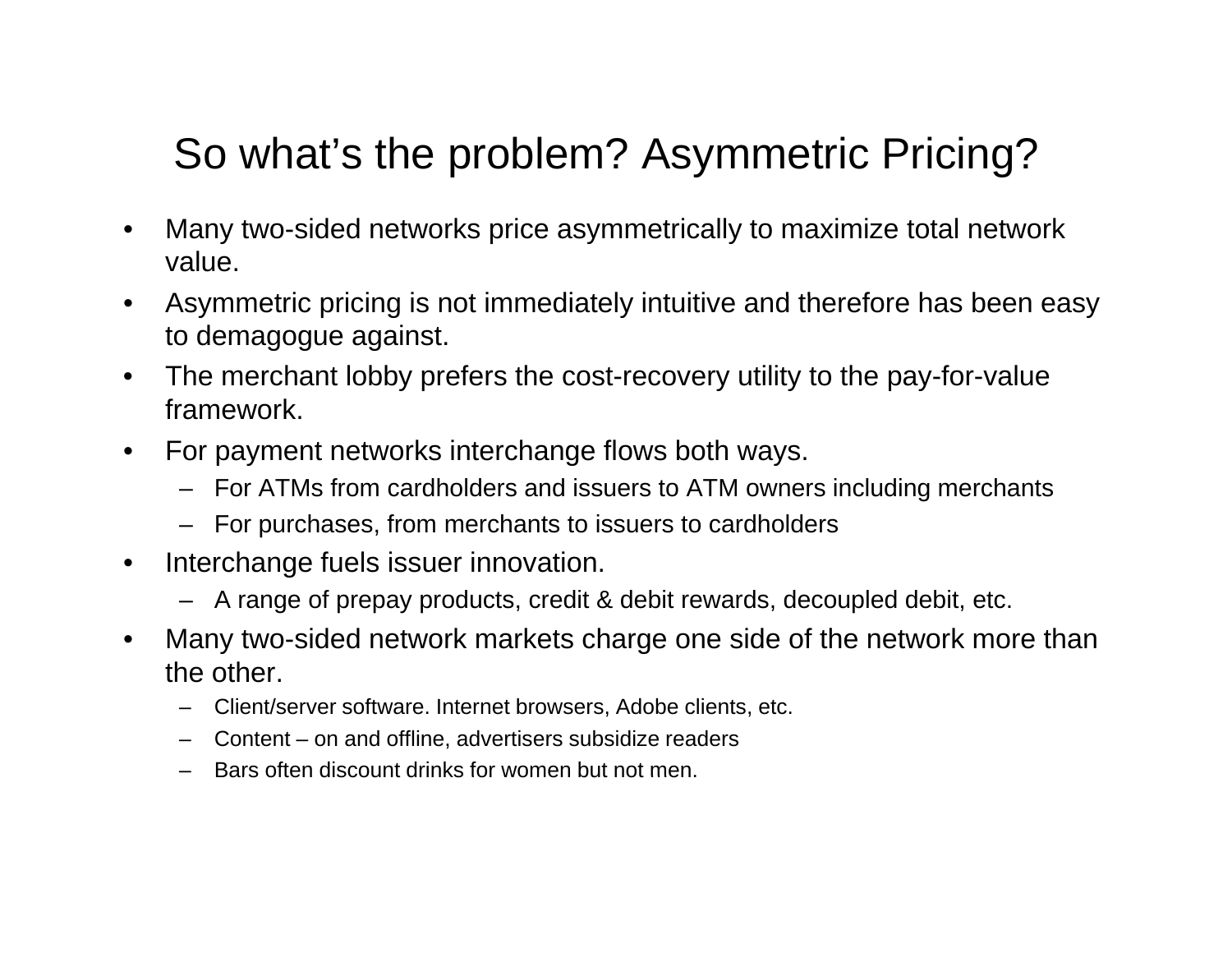# So what's the problem? Asymmetric Pricing?

- Many two-sided networks price asymmetrically to maximize total network value.
- Asymmetric pricing is not immediately intuitive and therefore has been easy to demagogue against.
- The merchant lobby prefers the cost-recovery utility to the pay-for-value framework.
- For payment networks interchange flows both ways.
  - For ATMs from cardholders and issuers to ATM owners including merchants
  - For purchases, from merchants to issuers to cardholders
- Interchange fuels issuer innovation.
  - A range of prepay products, credit & debit rewards, decoupled debit, etc.
- Many two-sided network markets charge one side of the network more than the other.
  - Client/server software. Internet browsers, Adobe clients, etc.
  - Content – on and offline, advertisers subsidize readers
  - Bars often discount drinks for women but not men.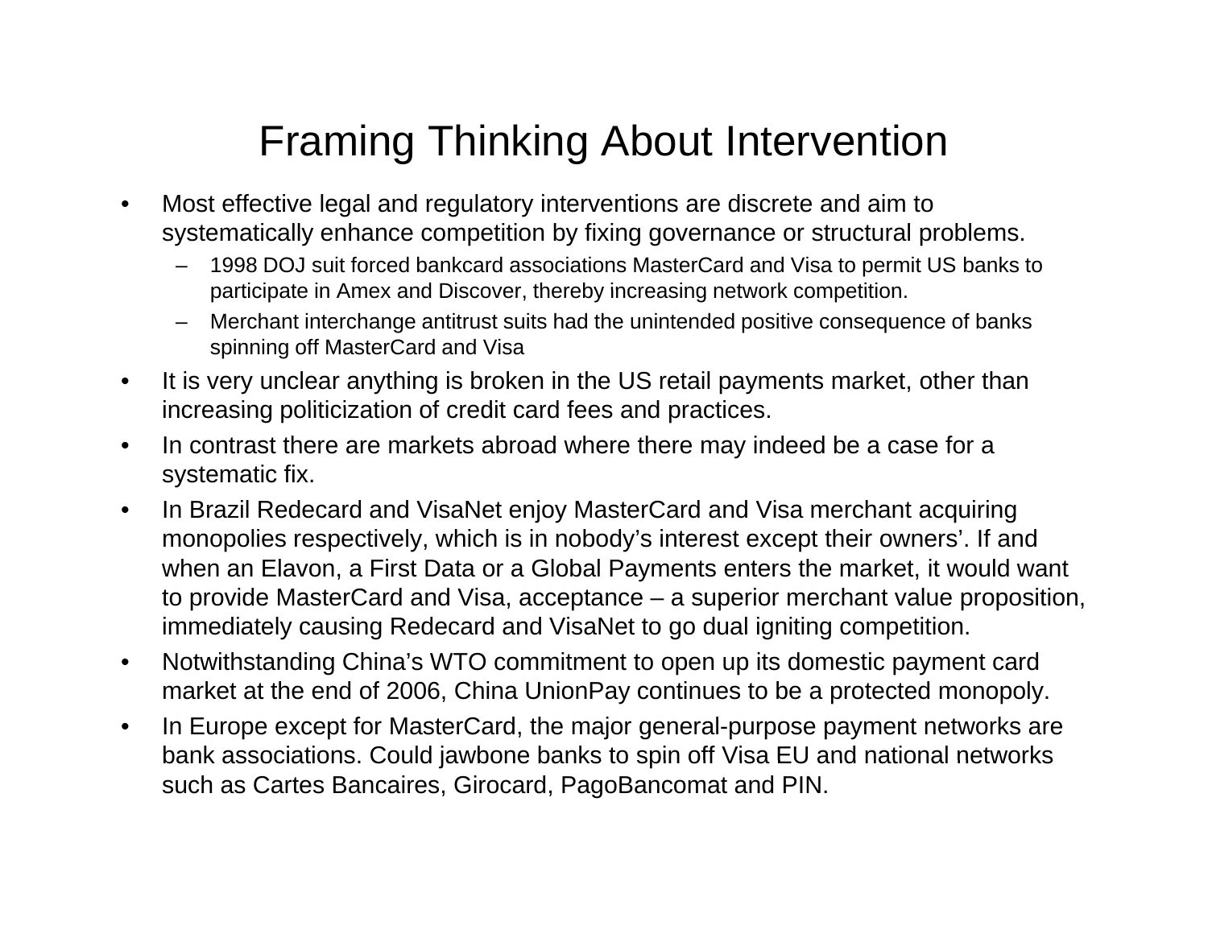# Framing Thinking About Intervention

- Most effective legal and regulatory interventions are discrete and aim to systematically enhance competition by fixing governance or structural problems.
  - 1998 DOJ suit forced bankcard associations MasterCard and Visa to permit US banks to participate in Amex and Discover, thereby increasing network competition.
  - Merchant interchange antitrust suits had the unintended positive consequence of banks spinning off MasterCard and Visa
- It is very unclear anything is broken in the US retail payments market, other than increasing politicization of credit card fees and practices.
- In contrast there are markets abroad where there may indeed be a case for a systematic fix.
- In Brazil Redecard and VisaNet enjoy MasterCard and Visa merchant acquiring monopolies respectively, which is in nobody's interest except their owners'. If and when an Elavon, a First Data or a Global Payments enters the market, it would want to provide MasterCard and Visa, acceptance – a superior merchant value proposition, immediately causing Redecard and VisaNet to go dual igniting competition.
- Notwithstanding China's WTO commitment to open up its domestic payment card market at the end of 2006, China UnionPay continues to be a protected monopoly.
- In Europe except for MasterCard, the major general-purpose payment networks are bank associations. Could jawbone banks to spin off Visa EU and national networks such as Cartes Bancaires, Girocard, PagoBancomat and PIN.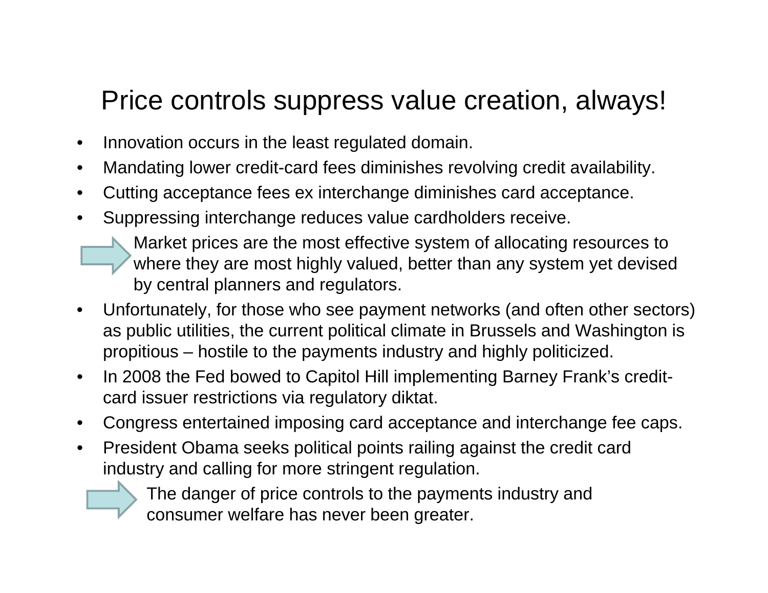# Price controls suppress value creation, always!

- Innovation occurs in the least regulated domain.
- Mandating lower credit-card fees diminishes revolving credit availability.
- Cutting acceptance fees ex interchange diminishes card acceptance.
- Suppressing interchange reduces value cardholders receive.

⇒ Market prices are the most effective system of allocating resources to where they are most highly valued, better than any system yet devised by central planners and regulators.

- Unfortunately, for those who see payment networks (and often other sectors) as public utilities, the current political climate in Brussels and Washington is propitious – hostile to the payments industry and highly politicized.
- In 2008 the Fed bowed to Capitol Hill implementing Barney Frank's credit-card issuer restrictions via regulatory diktat.
- Congress entertained imposing card acceptance and interchange fee caps.
- President Obama seeks political points railing against the credit card industry and calling for more stringent regulation.

⇒ The danger of price controls to the payments industry and consumer welfare has never been greater.